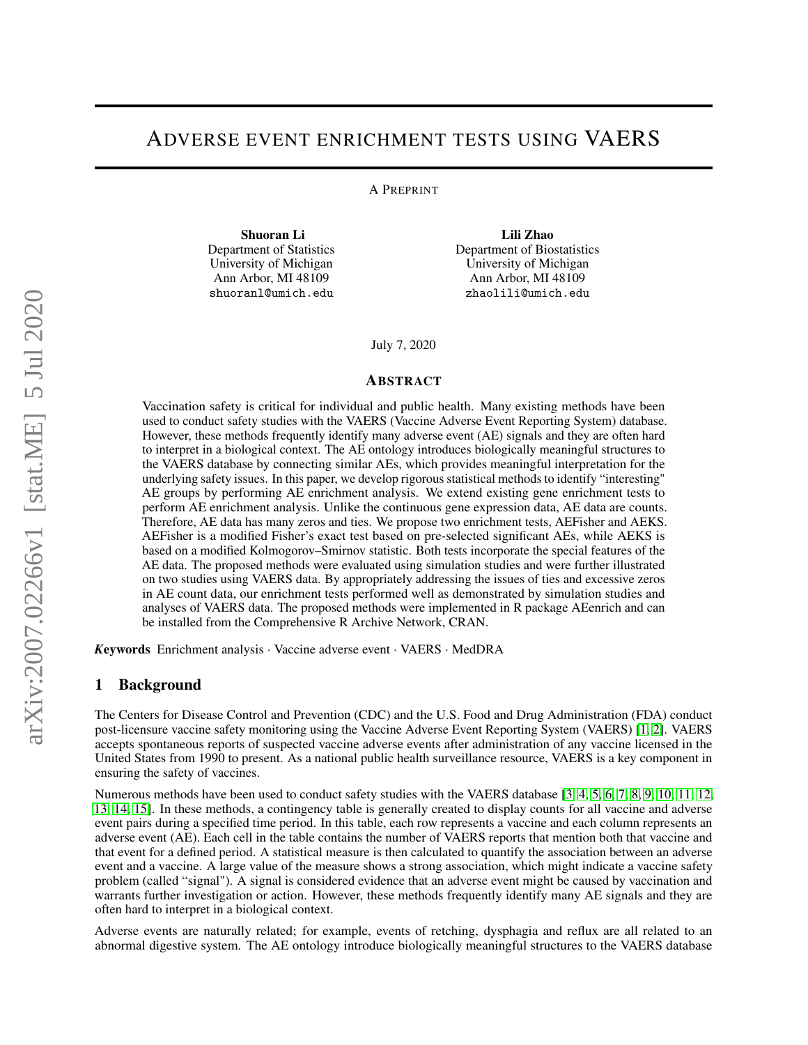# Adverse event enrichment tests using VAERS

A Preprint

**Shuoran Li**
Department of Statistics
University of Michigan
Ann Arbor, MI 48109
shuoranl@umich.edu

**Lili Zhao**
Department of Biostatistics
University of Michigan
Ann Arbor, MI 48109
zhaolili@umich.edu

July 7, 2020

## Abstract

Vaccination safety is critical for individual and public health. Many existing methods have been used to conduct safety studies with the VAERS (Vaccine Adverse Event Reporting System) database. However, these methods frequently identify many adverse event (AE) signals and they are often hard to interpret in a biological context. The AE ontology introduces biologically meaningful structures to the VAERS database by connecting similar AEs, which provides meaningful interpretation for the underlying safety issues. In this paper, we develop rigorous statistical methods to identify "interesting" AE groups by performing AE enrichment analysis. We extend existing gene enrichment tests to perform AE enrichment analysis. Unlike the continuous gene expression data, AE data are counts. Therefore, AE data has many zeros and ties. We propose two enrichment tests, AEFisher and AEKS. AEFisher is a modified Fisher's exact test based on pre-selected significant AEs, while AEKS is based on a modified Kolmogorov–Smirnov statistic. Both tests incorporate the special features of the AE data. The proposed methods were evaluated using simulation studies and were further illustrated on two studies using VAERS data. By appropriately addressing the issues of ties and excessive zeros in AE count data, our enrichment tests performed well as demonstrated by simulation studies and analyses of VAERS data. The proposed methods were implemented in R package AEenrich and can be installed from the Comprehensive R Archive Network, CRAN.

***Keywords*** Enrichment analysis · Vaccine adverse event · VAERS · MedDRA

## 1 Background

The Centers for Disease Control and Prevention (CDC) and the U.S. Food and Drug Administration (FDA) conduct post-licensure vaccine safety monitoring using the Vaccine Adverse Event Reporting System (VAERS) [1, 2]. VAERS accepts spontaneous reports of suspected vaccine adverse events after administration of any vaccine licensed in the United States from 1990 to present. As a national public health surveillance resource, VAERS is a key component in ensuring the safety of vaccines.

Numerous methods have been used to conduct safety studies with the VAERS database [3, 4, 5, 6, 7, 8, 9, 10, 11, 12, 13, 14, 15]. In these methods, a contingency table is generally created to display counts for all vaccine and adverse event pairs during a specified time period. In this table, each row represents a vaccine and each column represents an adverse event (AE). Each cell in the table contains the number of VAERS reports that mention both that vaccine and that event for a defined period. A statistical measure is then calculated to quantify the association between an adverse event and a vaccine. A large value of the measure shows a strong association, which might indicate a vaccine safety problem (called "signal"). A signal is considered evidence that an adverse event might be caused by vaccination and warrants further investigation or action. However, these methods frequently identify many AE signals and they are often hard to interpret in a biological context.

Adverse events are naturally related; for example, events of retching, dysphagia and reflux are all related to an abnormal digestive system. The AE ontology introduce biologically meaningful structures to the VAERS database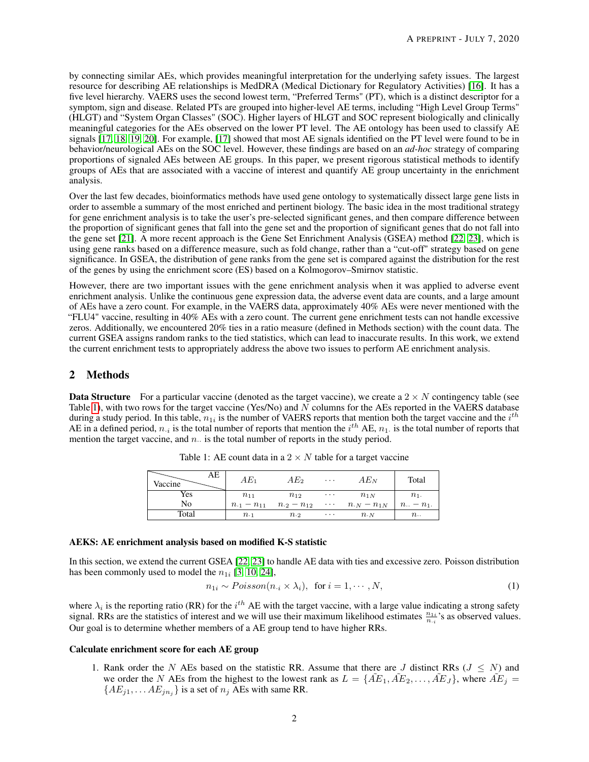by connecting similar AEs, which provides meaningful interpretation for the underlying safety issues. The largest resource for describing AE relationships is MedDRA (Medical Dictionary for Regulatory Activities) [16]. It has a five level hierarchy. VAERS uses the second lowest term, "Preferred Terms" (PT), which is a distinct descriptor for a symptom, sign and disease. Related PTs are grouped into higher-level AE terms, including "High Level Group Terms" (HLGT) and "System Organ Classes" (SOC). Higher layers of HLGT and SOC represent biologically and clinically meaningful categories for the AEs observed on the lower PT level. The AE ontology has been used to classify AE signals [17, 18, 19, 20]. For example, [17] showed that most AE signals identified on the PT level were found to be in behavior/neurological AEs on the SOC level. However, these findings are based on an *ad-hoc* strategy of comparing proportions of signaled AEs between AE groups. In this paper, we present rigorous statistical methods to identify groups of AEs that are associated with a vaccine of interest and quantify AE group uncertainty in the enrichment analysis.

Over the last few decades, bioinformatics methods have used gene ontology to systematically dissect large gene lists in order to assemble a summary of the most enriched and pertinent biology. The basic idea in the most traditional strategy for gene enrichment analysis is to take the user's pre-selected significant genes, and then compare difference between the proportion of significant genes that fall into the gene set and the proportion of significant genes that do not fall into the gene set [21]. A more recent approach is the Gene Set Enrichment Analysis (GSEA) method [22, 23], which is using gene ranks based on a difference measure, such as fold change, rather than a "cut-off" strategy based on gene significance. In GSEA, the distribution of gene ranks from the gene set is compared against the distribution for the rest of the genes by using the enrichment score (ES) based on a Kolmogorov–Smirnov statistic.

However, there are two important issues with the gene enrichment analysis when it was applied to adverse event enrichment analysis. Unlike the continuous gene expression data, the adverse event data are counts, and a large amount of AEs have a zero count. For example, in the VAERS data, approximately 40% AEs were never mentioned with the "FLU4" vaccine, resulting in 40% AEs with a zero count. The current gene enrichment tests can not handle excessive zeros. Additionally, we encountered 20% ties in a ratio measure (defined in Methods section) with the count data. The current GSEA assigns random ranks to the tied statistics, which can lead to inaccurate results. In this work, we extend the current enrichment tests to appropriately address the above two issues to perform AE enrichment analysis.

## 2 Methods

**Data Structure** For a particular vaccine (denoted as the target vaccine), we create a $2 \times N$ contingency table (see Table 1), with two rows for the target vaccine (Yes/No) and $N$ columns for the AEs reported in the VAERS database during a study period. In this table, $n_{1i}$ is the number of VAERS reports that mention both the target vaccine and the $i^{th}$ AE in a defined period, $n_{\cdot i}$ is the total number of reports that mention the $i^{th}$ AE, $n_{1\cdot}$ is the total number of reports that mention the target vaccine, and $n_{\cdot\cdot}$ is the total number of reports in the study period.

Table 1: AE count data in a $2 \times N$ table for a target vaccine

| Vaccine \ AE | $AE_1$ | $AE_2$ | $\cdots$ | $AE_N$ | Total |
|---|---|---|---|---|---|
| Yes | $n_{11}$ | $n_{12}$ | $\cdots$ | $n_{1N}$ | $n_{1\cdot}$ |
| No | $n_{\cdot 1} - n_{11}$ | $n_{\cdot 2} - n_{12}$ | $\cdots$ | $n_{\cdot N} - n_{1N}$ | $n_{\cdot\cdot} - n_{1\cdot}$ |
| Total | $n_{\cdot 1}$ | $n_{\cdot 2}$ | $\cdots$ | $n_{\cdot N}$ | $n_{\cdot\cdot}$ |

**AEKS: AE enrichment analysis based on modified K-S statistic**

In this section, we extend the current GSEA [22, 23] to handle AE data with ties and excessive zero. Poisson distribution has been commonly used to model the $n_{1i}$ [3, 10, 24],

$$n_{1i} \sim Poisson(n_{\cdot i} \times \lambda_i), \text{ for } i = 1, \cdots, N, \tag{1}$$

where $\lambda_i$ is the reporting ratio (RR) for the $i^{th}$ AE with the target vaccine, with a large value indicating a strong safety signal. RRs are the statistics of interest and we will use their maximum likelihood estimates $\frac{n_{1i}}{n_{\cdot i}}$'s as observed values. Our goal is to determine whether members of a AE group tend to have higher RRs.

**Calculate enrichment score for each AE group**

1. Rank order the $N$ AEs based on the statistic RR. Assume that there are $J$ distinct RRs ($J \leq N$) and we order the $N$ AEs from the highest to the lowest rank as $L = \{\tilde{AE}_1, \tilde{AE}_2, \ldots, \tilde{AE}_J\}$, where $\tilde{AE}_j = \{AE_{j1}, \ldots AE_{jn_j}\}$ is a set of $n_j$ AEs with same RR.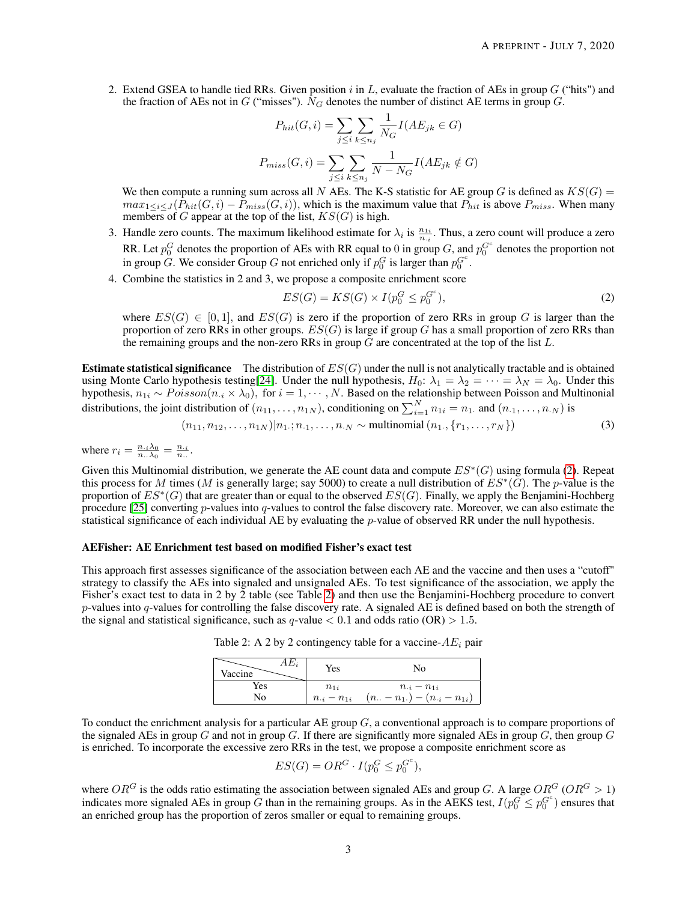2. Extend GSEA to handle tied RRs. Given position $i$ in $L$, evaluate the fraction of AEs in group $G$ ("hits") and the fraction of AEs not in $G$ ("misses"). $N_G$ denotes the number of distinct AE terms in group $G$.

$$P_{hit}(G,i) = \sum_{j \le i} \sum_{k \le n_j} \frac{1}{N_G} I(AE_{jk} \in G)$$

$$P_{miss}(G,i) = \sum_{j \le i} \sum_{k \le n_j} \frac{1}{N - N_G} I(AE_{jk} \notin G)$$

We then compute a running sum across all $N$ AEs. The K-S statistic for AE group $G$ is defined as $KS(G) = max_{1 \le i \le J}(P_{hit}(G,i) - P_{miss}(G,i))$, which is the maximum value that $P_{hit}$ is above $P_{miss}$. When many members of $G$ appear at the top of the list, $KS(G)$ is high.

3. Handle zero counts. The maximum likelihood estimate for $\lambda_i$ is $\frac{n_{1i}}{n_{\cdot i}}$. Thus, a zero count will produce a zero RR. Let $p_0^G$ denotes the proportion of AEs with RR equal to 0 in group $G$, and $p_0^{G^c}$ denotes the proportion not in group $G$. We consider Group $G$ not enriched only if $p_0^G$ is larger than $p_0^{G^c}$.

4. Combine the statistics in 2 and 3, we propose a composite enrichment score

$$ES(G) = KS(G) \times I(p_0^G \le p_0^{G^c}), \tag{2}$$

where $ES(G) \in [0,1]$, and $ES(G)$ is zero if the proportion of zero RRs in group $G$ is larger than the proportion of zero RRs in other groups. $ES(G)$ is large if group $G$ has a small proportion of zero RRs than the remaining groups and the non-zero RRs in group $G$ are concentrated at the top of the list $L$.

**Estimate statistical significance** The distribution of $ES(G)$ under the null is not analytically tractable and is obtained using Monte Carlo hypothesis testing[24]. Under the null hypothesis, $H_0$: $\lambda_1 = \lambda_2 = \cdots = \lambda_N = \lambda_0$. Under this hypothesis, $n_{1i} \sim Poisson(n_{\cdot i} \times \lambda_0)$, for $i = 1, \cdots, N$. Based on the relationship between Poisson and Multinonial distributions, the joint distribution of $(n_{11}, \ldots, n_{1N})$, conditioning on $\sum_{i=1}^{N} n_{1i} = n_{1\cdot}$ and $(n_{\cdot 1}, \ldots, n_{\cdot N})$ is

$$(n_{11}, n_{12}, \ldots, n_{1N}) | n_{1\cdot}; n_{\cdot 1}, \ldots, n_{\cdot N} \sim \text{multinomial}\,(n_{1\cdot}, \{r_1, \ldots, r_N\}) \tag{3}$$

where $r_i = \frac{n_{\cdot i}\lambda_0}{n_{\cdot\cdot}\lambda_0} = \frac{n_{\cdot i}}{n_{\cdot\cdot}}$.

Given this Multinomial distribution, we generate the AE count data and compute $ES^*(G)$ using formula (2). Repeat this process for $M$ times ($M$ is generally large; say 5000) to create a null distribution of $ES^*(G)$. The $p$-value is the proportion of $ES^*(G)$ that are greater than or equal to the observed $ES(G)$. Finally, we apply the Benjamini-Hochberg procedure [25] converting $p$-values into $q$-values to control the false discovery rate. Moreover, we can also estimate the statistical significance of each individual AE by evaluating the $p$-value of observed RR under the null hypothesis.

### AEFisher: AE Enrichment test based on modified Fisher's exact test

This approach first assesses significance of the association between each AE and the vaccine and then uses a "cutoff" strategy to classify the AEs into signaled and unsignaled AEs. To test significance of the association, we apply the Fisher's exact test to data in 2 by 2 table (see Table 2) and then use the Benjamini-Hochberg procedure to convert $p$-values into $q$-values for controlling the false discovery rate. A signaled AE is defined based on both the strength of the signal and statistical significance, such as $q$-value $< 0.1$ and odds ratio (OR) $> 1.5$.

Table 2: A 2 by 2 contingency table for a vaccine-$AE_i$ pair

| Vaccine \ $AE_i$ | Yes | No |
|---|---|---|
| Yes | $n_{1i}$ | $n_{\cdot i} - n_{1i}$ |
| No | $n_{\cdot i} - n_{1i}$ | $(n_{\cdot\cdot} - n_{1\cdot}) - (n_{\cdot i} - n_{1i})$ |

To conduct the enrichment analysis for a particular AE group $G$, a conventional approach is to compare proportions of the signaled AEs in group $G$ and not in group $G$. If there are significantly more signaled AEs in group $G$, then group $G$ is enriched. To incorporate the excessive zero RRs in the test, we propose a composite enrichment score as

$$ES(G) = OR^G \cdot I(p_0^G \le p_0^{G^c}),$$

where $OR^G$ is the odds ratio estimating the association between signaled AEs and group $G$. A large $OR^G$ ($OR^G > 1$) indicates more signaled AEs in group $G$ than in the remaining groups. As in the AEKS test, $I(p_0^G \le p_0^{G^c})$ ensures that an enriched group has the proportion of zeros smaller or equal to remaining groups.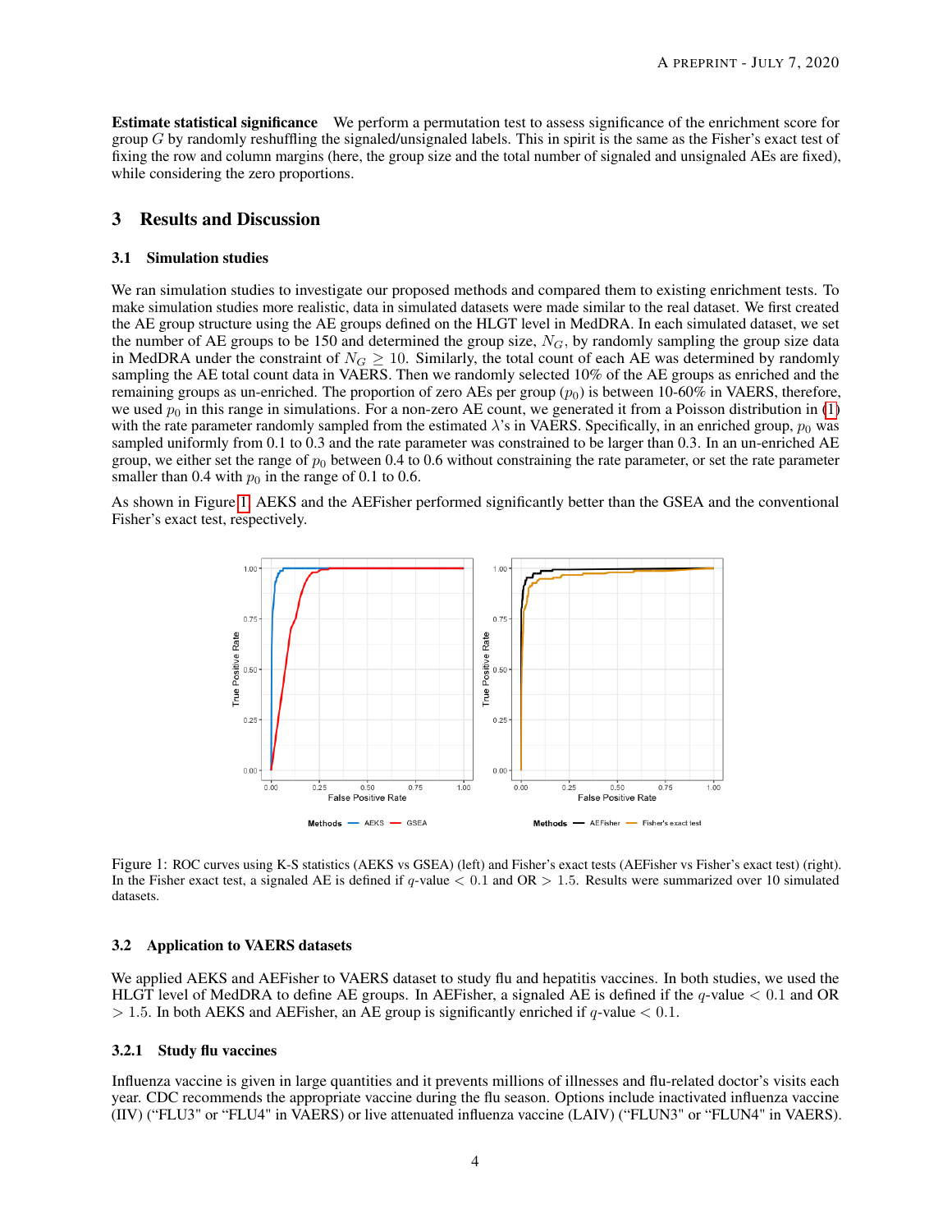**Estimate statistical significance** We perform a permutation test to assess significance of the enrichment score for group $G$ by randomly reshuffling the signaled/unsignaled labels. This in spirit is the same as the Fisher's exact test of fixing the row and column margins (here, the group size and the total number of signaled and unsignaled AEs are fixed), while considering the zero proportions.

# 3 Results and Discussion

## 3.1 Simulation studies

We ran simulation studies to investigate our proposed methods and compared them to existing enrichment tests. To make simulation studies more realistic, data in simulated datasets were made similar to the real dataset. We first created the AE group structure using the AE groups defined on the HLGT level in MedDRA. In each simulated dataset, we set the number of AE groups to be 150 and determined the group size, $N_G$, by randomly sampling the group size data in MedDRA under the constraint of $N_G \geq 10$. Similarly, the total count of each AE was determined by randomly sampling the AE total count data in VAERS. Then we randomly selected 10% of the AE groups as enriched and the remaining groups as un-enriched. The proportion of zero AEs per group ($p_0$) is between 10-60% in VAERS, therefore, we used $p_0$ in this range in simulations. For a non-zero AE count, we generated it from a Poisson distribution in (1) with the rate parameter randomly sampled from the estimated $\lambda$'s in VAERS. Specifically, in an enriched group, $p_0$ was sampled uniformly from 0.1 to 0.3 and the rate parameter was constrained to be larger than 0.3. In an un-enriched AE group, we either set the range of $p_0$ between 0.4 to 0.6 without constraining the rate parameter, or set the rate parameter smaller than 0.4 with $p_0$ in the range of 0.1 to 0.6.

As shown in Figure 1, AEKS and the AEFisher performed significantly better than the GSEA and the conventional Fisher's exact test, respectively.

Figure 1: ROC curves using K-S statistics (AEKS vs GSEA) (left) and Fisher's exact tests (AEFisher vs Fisher's exact test) (right). In the Fisher exact test, a signaled AE is defined if $q$-value $< 0.1$ and OR $> 1.5$. Results were summarized over 10 simulated datasets.

## 3.2 Application to VAERS datasets

We applied AEKS and AEFisher to VAERS dataset to study flu and hepatitis vaccines. In both studies, we used the HLGT level of MedDRA to define AE groups. In AEFisher, a signaled AE is defined if the $q$-value $< 0.1$ and OR $> 1.5$. In both AEKS and AEFisher, an AE group is significantly enriched if $q$-value $< 0.1$.

### 3.2.1 Study flu vaccines

Influenza vaccine is given in large quantities and it prevents millions of illnesses and flu-related doctor's visits each year. CDC recommends the appropriate vaccine during the flu season. Options include inactivated influenza vaccine (IIV) ("FLU3" or "FLU4" in VAERS) or live attenuated influenza vaccine (LAIV) ("FLUN3" or "FLUN4" in VAERS).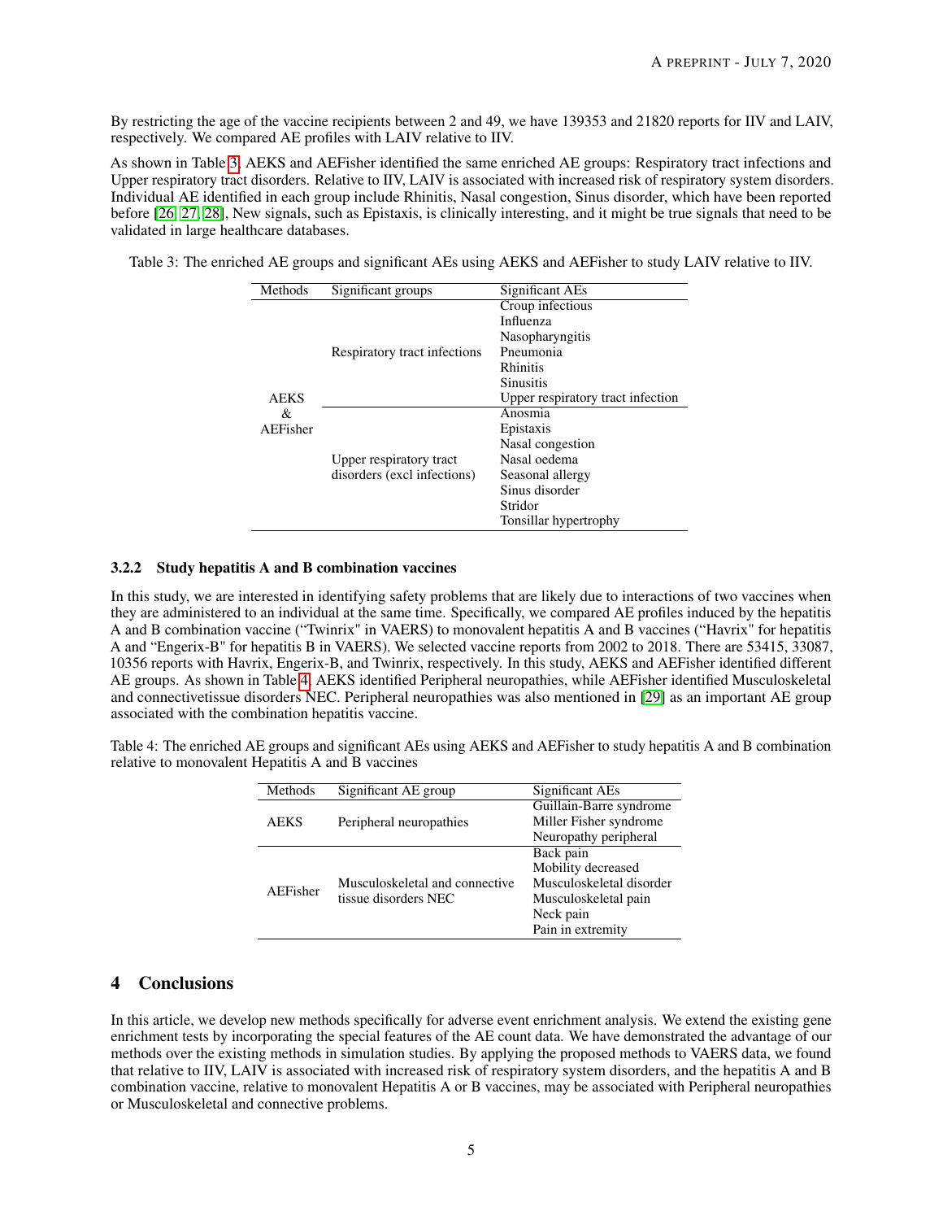By restricting the age of the vaccine recipients between 2 and 49, we have 139353 and 21820 reports for IIV and LAIV, respectively. We compared AE profiles with LAIV relative to IIV.

As shown in Table 3, AEKS and AEFisher identified the same enriched AE groups: Respiratory tract infections and Upper respiratory tract disorders. Relative to IIV, LAIV is associated with increased risk of respiratory system disorders. Individual AE identified in each group include Rhinitis, Nasal congestion, Sinus disorder, which have been reported before [26, 27, 28], New signals, such as Epistaxis, is clinically interesting, and it might be true signals that need to be validated in large healthcare databases.

Table 3: The enriched AE groups and significant AEs using AEKS and AEFisher to study LAIV relative to IIV.

| Methods | Significant groups | Significant AEs |
|---|---|---|
| AEKS & AEFisher | Respiratory tract infections | Croup infectious |
| | | Influenza |
| | | Nasopharyngitis |
| | | Pneumonia |
| | | Rhinitis |
| | | Sinusitis |
| | | Upper respiratory tract infection |
| | Upper respiratory tract disorders (excl infections) | Anosmia |
| | | Epistaxis |
| | | Nasal congestion |
| | | Nasal oedema |
| | | Seasonal allergy |
| | | Sinus disorder |
| | | Stridor |
| | | Tonsillar hypertrophy |

### 3.2.2 Study hepatitis A and B combination vaccines

In this study, we are interested in identifying safety problems that are likely due to interactions of two vaccines when they are administered to an individual at the same time. Specifically, we compared AE profiles induced by the hepatitis A and B combination vaccine ("Twinrix" in VAERS) to monovalent hepatitis A and B vaccines ("Havrix" for hepatitis A and "Engerix-B" for hepatitis B in VAERS). We selected vaccine reports from 2002 to 2018. There are 53415, 33087, 10356 reports with Havrix, Engerix-B, and Twinrix, respectively. In this study, AEKS and AEFisher identified different AE groups. As shown in Table 4, AEKS identified Peripheral neuropathies, while AEFisher identified Musculoskeletal and connectivetissue disorders NEC. Peripheral neuropathies was also mentioned in [29] as an important AE group associated with the combination hepatitis vaccine.

Table 4: The enriched AE groups and significant AEs using AEKS and AEFisher to study hepatitis A and B combination relative to monovalent Hepatitis A and B vaccines

| Methods | Significant AE group | Significant AEs |
|---|---|---|
| AEKS | Peripheral neuropathies | Guillain-Barre syndrome |
| | | Miller Fisher syndrome |
| | | Neuropathy peripheral |
| AEFisher | Musculoskeletal and connective tissue disorders NEC | Back pain |
| | | Mobility decreased |
| | | Musculoskeletal disorder |
| | | Musculoskeletal pain |
| | | Neck pain |
| | | Pain in extremity |

## 4 Conclusions

In this article, we develop new methods specifically for adverse event enrichment analysis. We extend the existing gene enrichment tests by incorporating the special features of the AE count data. We have demonstrated the advantage of our methods over the existing methods in simulation studies. By applying the proposed methods to VAERS data, we found that relative to IIV, LAIV is associated with increased risk of respiratory system disorders, and the hepatitis A and B combination vaccine, relative to monovalent Hepatitis A or B vaccines, may be associated with Peripheral neuropathies or Musculoskeletal and connective problems.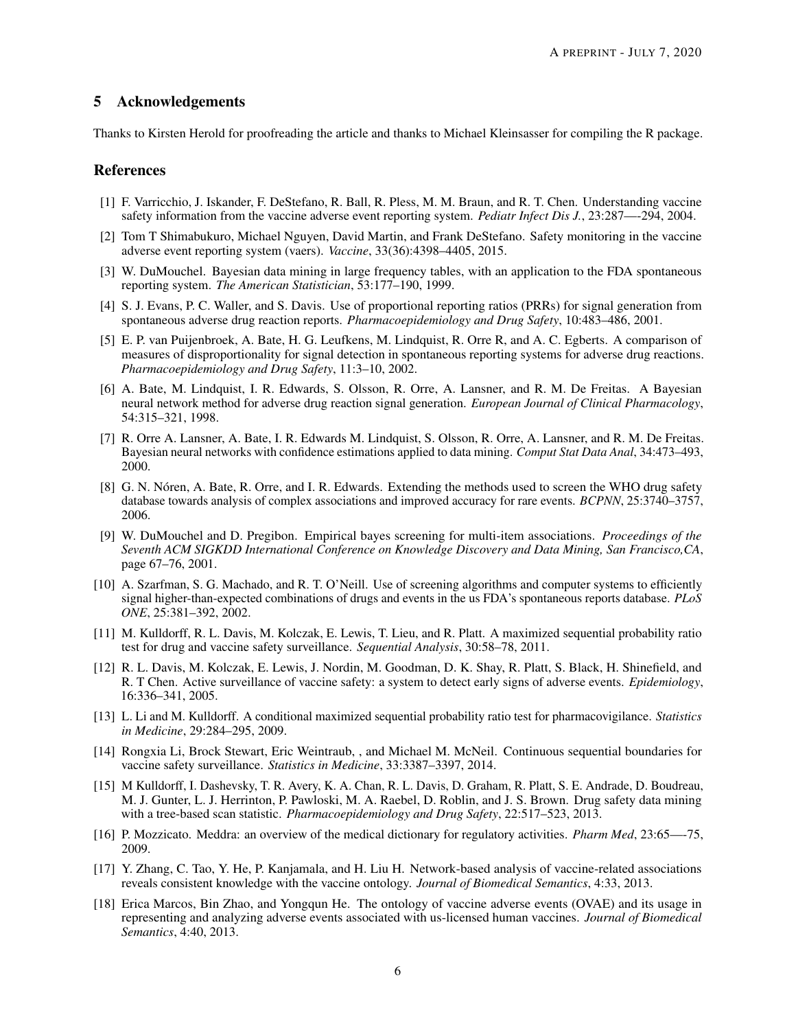## 5 Acknowledgements

Thanks to Kirsten Herold for proofreading the article and thanks to Michael Kleinsasser for compiling the R package.

## References

[1] F. Varricchio, J. Iskander, F. DeStefano, R. Ball, R. Pless, M. M. Braun, and R. T. Chen. Understanding vaccine safety information from the vaccine adverse event reporting system. *Pediatr Infect Dis J.*, 23:287—-294, 2004.

[2] Tom T Shimabukuro, Michael Nguyen, David Martin, and Frank DeStefano. Safety monitoring in the vaccine adverse event reporting system (vaers). *Vaccine*, 33(36):4398–4405, 2015.

[3] W. DuMouchel. Bayesian data mining in large frequency tables, with an application to the FDA spontaneous reporting system. *The American Statistician*, 53:177–190, 1999.

[4] S. J. Evans, P. C. Waller, and S. Davis. Use of proportional reporting ratios (PRRs) for signal generation from spontaneous adverse drug reaction reports. *Pharmacoepidemiology and Drug Safety*, 10:483–486, 2001.

[5] E. P. van Puijenbroek, A. Bate, H. G. Leufkens, M. Lindquist, R. Orre R, and A. C. Egberts. A comparison of measures of disproportionality for signal detection in spontaneous reporting systems for adverse drug reactions. *Pharmacoepidemiology and Drug Safety*, 11:3–10, 2002.

[6] A. Bate, M. Lindquist, I. R. Edwards, S. Olsson, R. Orre, A. Lansner, and R. M. De Freitas. A Bayesian neural network method for adverse drug reaction signal generation. *European Journal of Clinical Pharmacology*, 54:315–321, 1998.

[7] R. Orre A. Lansner, A. Bate, I. R. Edwards M. Lindquist, S. Olsson, R. Orre, A. Lansner, and R. M. De Freitas. Bayesian neural networks with confidence estimations applied to data mining. *Comput Stat Data Anal*, 34:473–493, 2000.

[8] G. N. Nóren, A. Bate, R. Orre, and I. R. Edwards. Extending the methods used to screen the WHO drug safety database towards analysis of complex associations and improved accuracy for rare events. *BCPNN*, 25:3740–3757, 2006.

[9] W. DuMouchel and D. Pregibon. Empirical bayes screening for multi-item associations. *Proceedings of the Seventh ACM SIGKDD International Conference on Knowledge Discovery and Data Mining, San Francisco,CA*, page 67–76, 2001.

[10] A. Szarfman, S. G. Machado, and R. T. O'Neill. Use of screening algorithms and computer systems to efficiently signal higher-than-expected combinations of drugs and events in the us FDA's spontaneous reports database. *PLoS ONE*, 25:381–392, 2002.

[11] M. Kulldorff, R. L. Davis, M. Kolczak, E. Lewis, T. Lieu, and R. Platt. A maximized sequential probability ratio test for drug and vaccine safety surveillance. *Sequential Analysis*, 30:58–78, 2011.

[12] R. L. Davis, M. Kolczak, E. Lewis, J. Nordin, M. Goodman, D. K. Shay, R. Platt, S. Black, H. Shinefield, and R. T Chen. Active surveillance of vaccine safety: a system to detect early signs of adverse events. *Epidemiology*, 16:336–341, 2005.

[13] L. Li and M. Kulldorff. A conditional maximized sequential probability ratio test for pharmacovigilance. *Statistics in Medicine*, 29:284–295, 2009.

[14] Rongxia Li, Brock Stewart, Eric Weintraub, , and Michael M. McNeil. Continuous sequential boundaries for vaccine safety surveillance. *Statistics in Medicine*, 33:3387–3397, 2014.

[15] M Kulldorff, I. Dashevsky, T. R. Avery, K. A. Chan, R. L. Davis, D. Graham, R. Platt, S. E. Andrade, D. Boudreau, M. J. Gunter, L. J. Herrinton, P. Pawloski, M. A. Raebel, D. Roblin, and J. S. Brown. Drug safety data mining with a tree-based scan statistic. *Pharmacoepidemiology and Drug Safety*, 22:517–523, 2013.

[16] P. Mozzicato. Meddra: an overview of the medical dictionary for regulatory activities. *Pharm Med*, 23:65—-75, 2009.

[17] Y. Zhang, C. Tao, Y. He, P. Kanjamala, and H. Liu H. Network-based analysis of vaccine-related associations reveals consistent knowledge with the vaccine ontology. *Journal of Biomedical Semantics*, 4:33, 2013.

[18] Erica Marcos, Bin Zhao, and Yongqun He. The ontology of vaccine adverse events (OVAE) and its usage in representing and analyzing adverse events associated with us-licensed human vaccines. *Journal of Biomedical Semantics*, 4:40, 2013.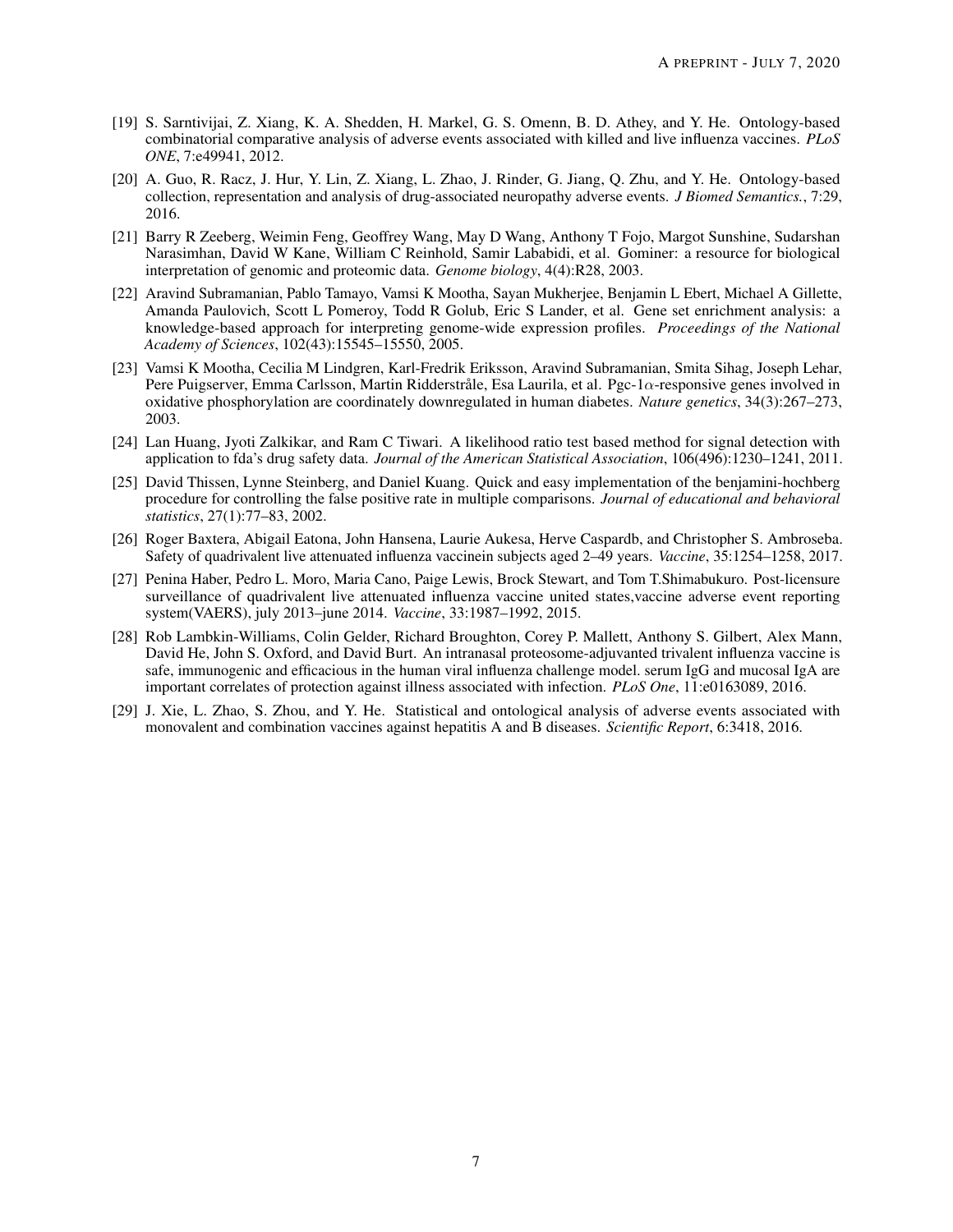[19] S. Sarntivijai, Z. Xiang, K. A. Shedden, H. Markel, G. S. Omenn, B. D. Athey, and Y. He. Ontology-based combinatorial comparative analysis of adverse events associated with killed and live influenza vaccines. *PLoS ONE*, 7:e49941, 2012.

[20] A. Guo, R. Racz, J. Hur, Y. Lin, Z. Xiang, L. Zhao, J. Rinder, G. Jiang, Q. Zhu, and Y. He. Ontology-based collection, representation and analysis of drug-associated neuropathy adverse events. *J Biomed Semantics.*, 7:29, 2016.

[21] Barry R Zeeberg, Weimin Feng, Geoffrey Wang, May D Wang, Anthony T Fojo, Margot Sunshine, Sudarshan Narasimhan, David W Kane, William C Reinhold, Samir Lababidi, et al. Gominer: a resource for biological interpretation of genomic and proteomic data. *Genome biology*, 4(4):R28, 2003.

[22] Aravind Subramanian, Pablo Tamayo, Vamsi K Mootha, Sayan Mukherjee, Benjamin L Ebert, Michael A Gillette, Amanda Paulovich, Scott L Pomeroy, Todd R Golub, Eric S Lander, et al. Gene set enrichment analysis: a knowledge-based approach for interpreting genome-wide expression profiles. *Proceedings of the National Academy of Sciences*, 102(43):15545–15550, 2005.

[23] Vamsi K Mootha, Cecilia M Lindgren, Karl-Fredrik Eriksson, Aravind Subramanian, Smita Sihag, Joseph Lehar, Pere Puigserver, Emma Carlsson, Martin Ridderstråle, Esa Laurila, et al. Pgc-1$\alpha$-responsive genes involved in oxidative phosphorylation are coordinately downregulated in human diabetes. *Nature genetics*, 34(3):267–273, 2003.

[24] Lan Huang, Jyoti Zalkikar, and Ram C Tiwari. A likelihood ratio test based method for signal detection with application to fda's drug safety data. *Journal of the American Statistical Association*, 106(496):1230–1241, 2011.

[25] David Thissen, Lynne Steinberg, and Daniel Kuang. Quick and easy implementation of the benjamini-hochberg procedure for controlling the false positive rate in multiple comparisons. *Journal of educational and behavioral statistics*, 27(1):77–83, 2002.

[26] Roger Baxtera, Abigail Eatona, John Hansena, Laurie Aukesa, Herve Caspardb, and Christopher S. Ambroseba. Safety of quadrivalent live attenuated influenza vaccinein subjects aged 2–49 years. *Vaccine*, 35:1254–1258, 2017.

[27] Penina Haber, Pedro L. Moro, Maria Cano, Paige Lewis, Brock Stewart, and Tom T.Shimabukuro. Post-licensure surveillance of quadrivalent live attenuated influenza vaccine united states,vaccine adverse event reporting system(VAERS), july 2013–june 2014. *Vaccine*, 33:1987–1992, 2015.

[28] Rob Lambkin-Williams, Colin Gelder, Richard Broughton, Corey P. Mallett, Anthony S. Gilbert, Alex Mann, David He, John S. Oxford, and David Burt. An intranasal proteosome-adjuvanted trivalent influenza vaccine is safe, immunogenic and efficacious in the human viral influenza challenge model. serum IgG and mucosal IgA are important correlates of protection against illness associated with infection. *PLoS One*, 11:e0163089, 2016.

[29] J. Xie, L. Zhao, S. Zhou, and Y. He. Statistical and ontological analysis of adverse events associated with monovalent and combination vaccines against hepatitis A and B diseases. *Scientific Report*, 6:3418, 2016.